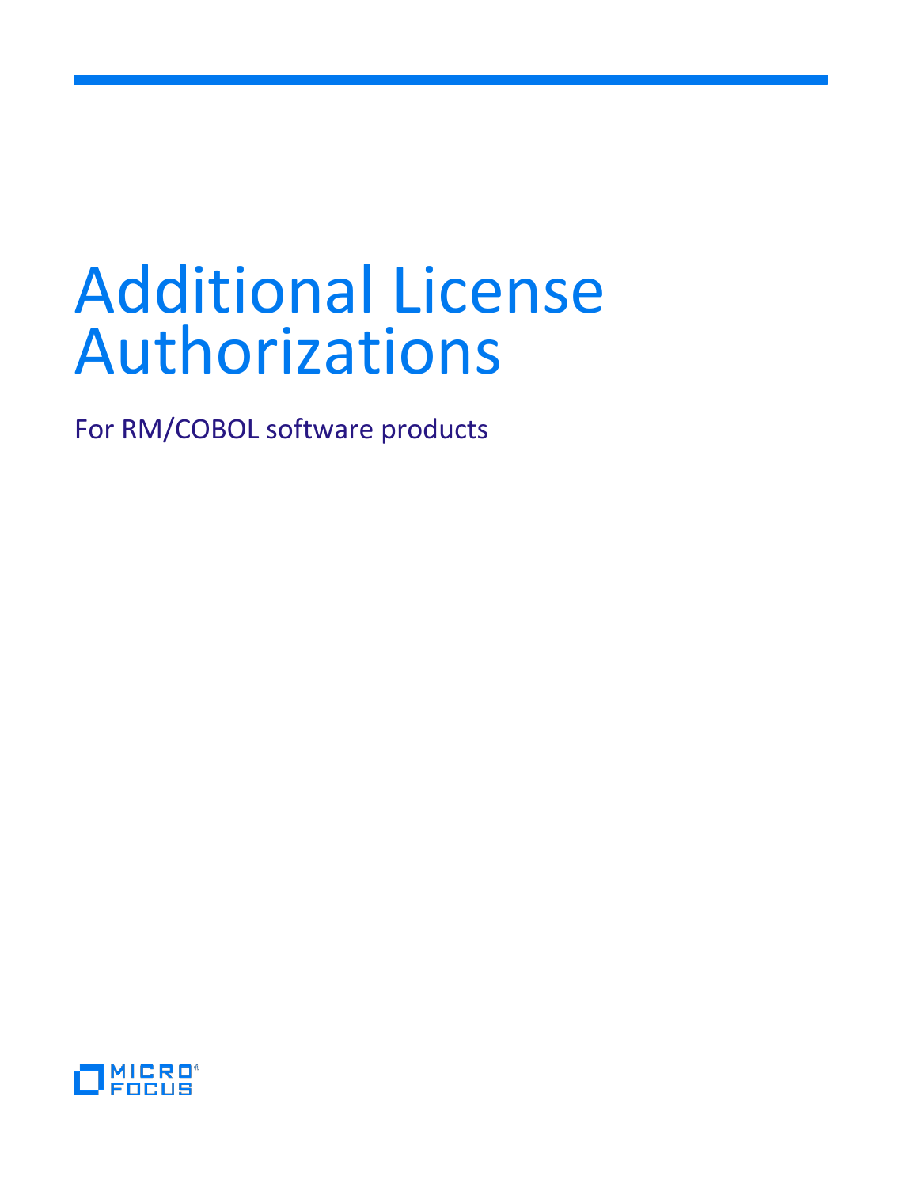# Additional License Authorizations

For RM/COBOL software products

MICRO FOCUS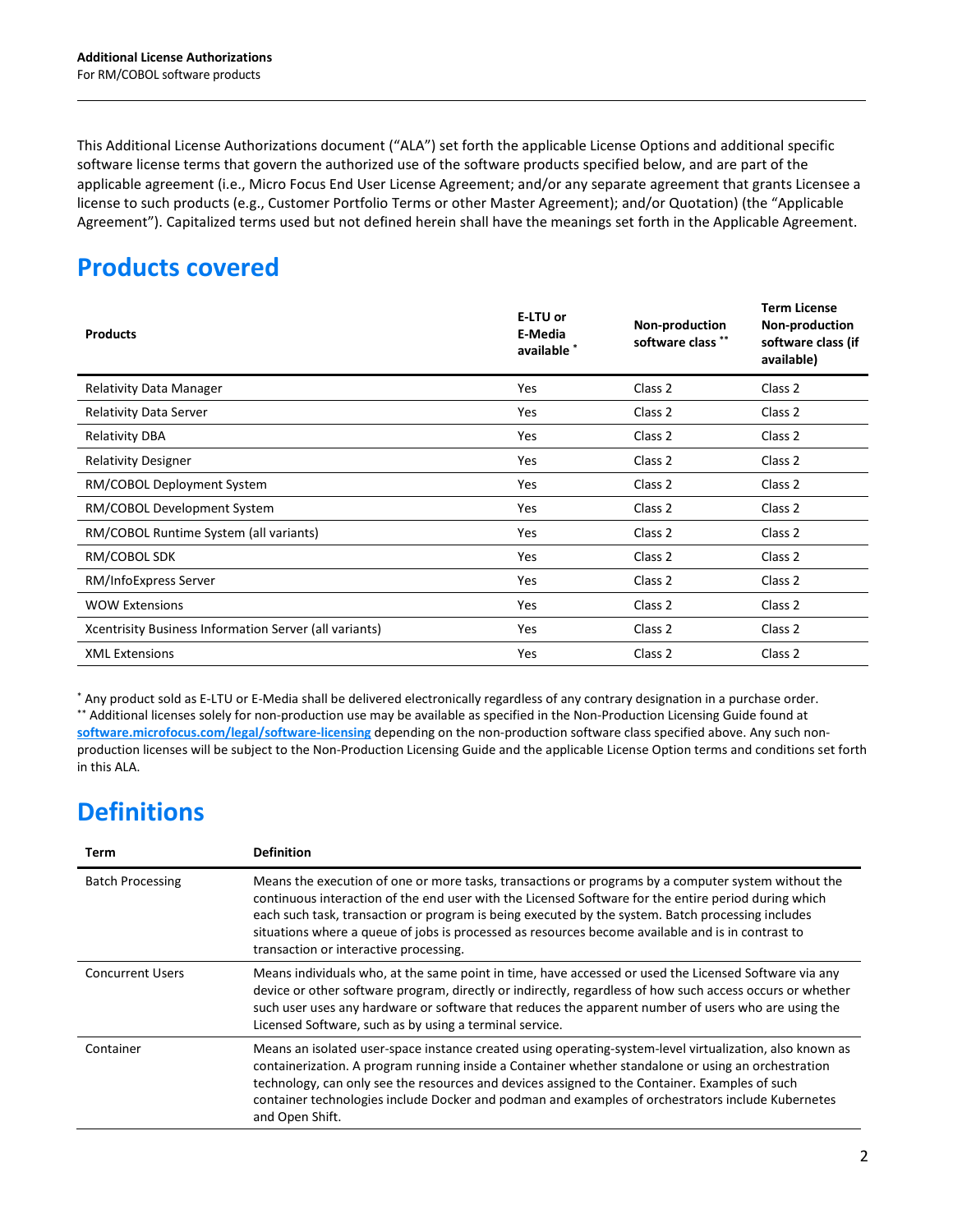This Additional License Authorizations document ("ALA") set forth the applicable License Options and additional specific software license terms that govern the authorized use of the software products specified below, and are part of the applicable agreement (i.e., Micro Focus End User License Agreement; and/or any separate agreement that grants Licensee a license to such products (e.g., Customer Portfolio Terms or other Master Agreement); and/or Quotation) (the "Applicable Agreement"). Capitalized terms used but not defined herein shall have the meanings set forth in the Applicable Agreement.

## Products covered

| Products | E-LTU or E-Media available * | Non-production software class ** | Term License Non-production software class (if available) |
|---|---|---|---|
| Relativity Data Manager | Yes | Class 2 | Class 2 |
| Relativity Data Server | Yes | Class 2 | Class 2 |
| Relativity DBA | Yes | Class 2 | Class 2 |
| Relativity Designer | Yes | Class 2 | Class 2 |
| RM/COBOL Deployment System | Yes | Class 2 | Class 2 |
| RM/COBOL Development System | Yes | Class 2 | Class 2 |
| RM/COBOL Runtime System (all variants) | Yes | Class 2 | Class 2 |
| RM/COBOL SDK | Yes | Class 2 | Class 2 |
| RM/InfoExpress Server | Yes | Class 2 | Class 2 |
| WOW Extensions | Yes | Class 2 | Class 2 |
| Xcentrisity Business Information Server (all variants) | Yes | Class 2 | Class 2 |
| XML Extensions | Yes | Class 2 | Class 2 |

* Any product sold as E-LTU or E-Media shall be delivered electronically regardless of any contrary designation in a purchase order.
** Additional licenses solely for non-production use may be available as specified in the Non-Production Licensing Guide found at **software.microfocus.com/legal/software-licensing** depending on the non-production software class specified above. Any such non-production licenses will be subject to the Non-Production Licensing Guide and the applicable License Option terms and conditions set forth in this ALA.

## Definitions

| Term | Definition |
|---|---|
| Batch Processing | Means the execution of one or more tasks, transactions or programs by a computer system without the continuous interaction of the end user with the Licensed Software for the entire period during which each such task, transaction or program is being executed by the system. Batch processing includes situations where a queue of jobs is processed as resources become available and is in contrast to transaction or interactive processing. |
| Concurrent Users | Means individuals who, at the same point in time, have accessed or used the Licensed Software via any device or other software program, directly or indirectly, regardless of how such access occurs or whether such user uses any hardware or software that reduces the apparent number of users who are using the Licensed Software, such as by using a terminal service. |
| Container | Means an isolated user-space instance created using operating-system-level virtualization, also known as containerization. A program running inside a Container whether standalone or using an orchestration technology, can only see the resources and devices assigned to the Container. Examples of such container technologies include Docker and podman and examples of orchestrators include Kubernetes and Open Shift. |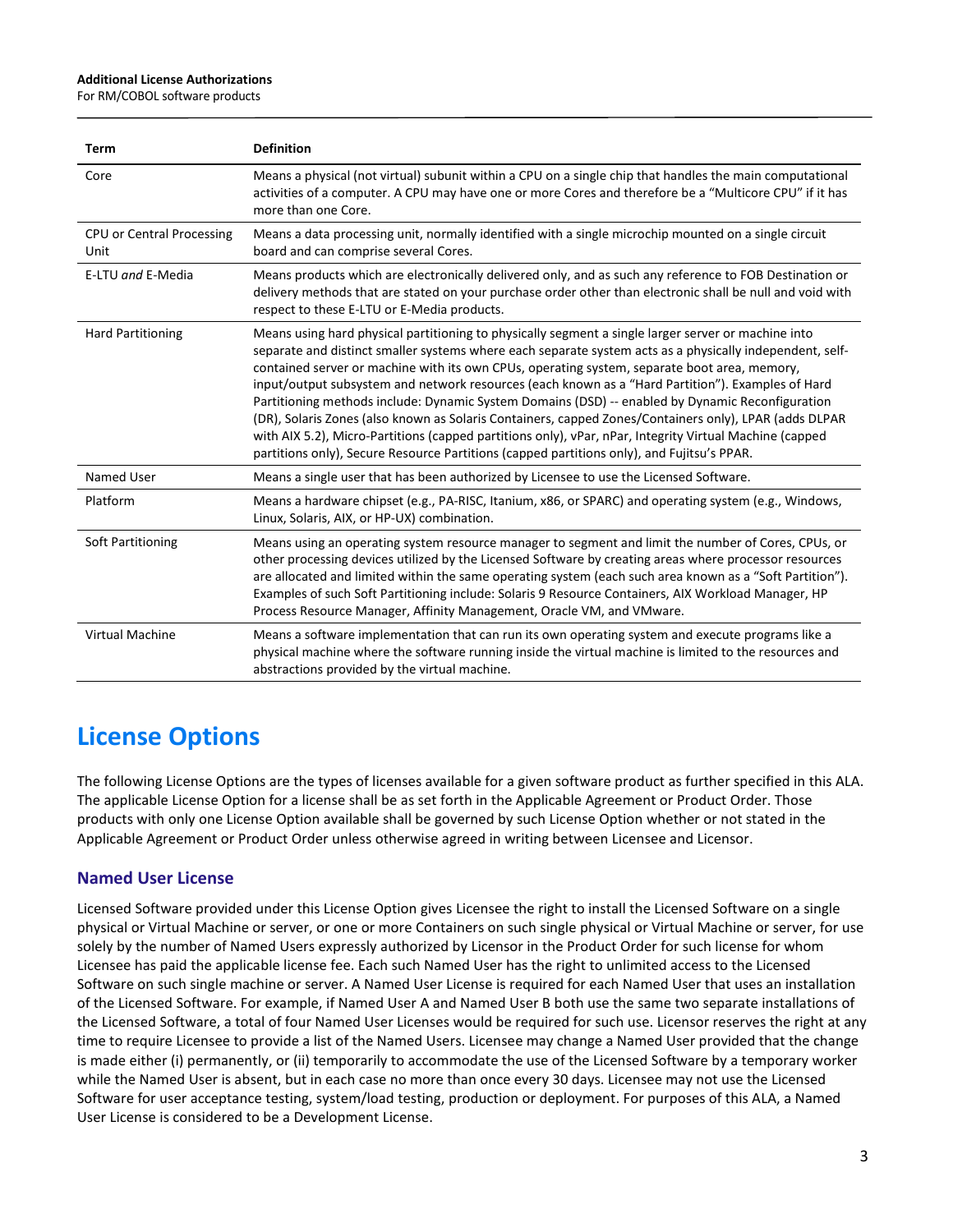| Term | Definition |
| --- | --- |
| Core | Means a physical (not virtual) subunit within a CPU on a single chip that handles the main computational activities of a computer. A CPU may have one or more Cores and therefore be a “Multicore CPU” if it has more than one Core. |
| CPU or Central Processing Unit | Means a data processing unit, normally identified with a single microchip mounted on a single circuit board and can comprise several Cores. |
| E-LTU *and* E-Media | Means products which are electronically delivered only, and as such any reference to FOB Destination or delivery methods that are stated on your purchase order other than electronic shall be null and void with respect to these E-LTU or E-Media products. |
| Hard Partitioning | Means using hard physical partitioning to physically segment a single larger server or machine into separate and distinct smaller systems where each separate system acts as a physically independent, self-contained server or machine with its own CPUs, operating system, separate boot area, memory, input/output subsystem and network resources (each known as a “Hard Partition”). Examples of Hard Partitioning methods include: Dynamic System Domains (DSD) -- enabled by Dynamic Reconfiguration (DR), Solaris Zones (also known as Solaris Containers, capped Zones/Containers only), LPAR (adds DLPAR with AIX 5.2), Micro-Partitions (capped partitions only), vPar, nPar, Integrity Virtual Machine (capped partitions only), Secure Resource Partitions (capped partitions only), and Fujitsu’s PPAR. |
| Named User | Means a single user that has been authorized by Licensee to use the Licensed Software. |
| Platform | Means a hardware chipset (e.g., PA-RISC, Itanium, x86, or SPARC) and operating system (e.g., Windows, Linux, Solaris, AIX, or HP-UX) combination. |
| Soft Partitioning | Means using an operating system resource manager to segment and limit the number of Cores, CPUs, or other processing devices utilized by the Licensed Software by creating areas where processor resources are allocated and limited within the same operating system (each such area known as a “Soft Partition”). Examples of such Soft Partitioning include: Solaris 9 Resource Containers, AIX Workload Manager, HP Process Resource Manager, Affinity Management, Oracle VM, and VMware. |
| Virtual Machine | Means a software implementation that can run its own operating system and execute programs like a physical machine where the software running inside the virtual machine is limited to the resources and abstractions provided by the virtual machine. |

# License Options

The following License Options are the types of licenses available for a given software product as further specified in this ALA. The applicable License Option for a license shall be as set forth in the Applicable Agreement or Product Order. Those products with only one License Option available shall be governed by such License Option whether or not stated in the Applicable Agreement or Product Order unless otherwise agreed in writing between Licensee and Licensor.

## Named User License

Licensed Software provided under this License Option gives Licensee the right to install the Licensed Software on a single physical or Virtual Machine or server, or one or more Containers on such single physical or Virtual Machine or server, for use solely by the number of Named Users expressly authorized by Licensor in the Product Order for such license for whom Licensee has paid the applicable license fee. Each such Named User has the right to unlimited access to the Licensed Software on such single machine or server. A Named User License is required for each Named User that uses an installation of the Licensed Software. For example, if Named User A and Named User B both use the same two separate installations of the Licensed Software, a total of four Named User Licenses would be required for such use. Licensor reserves the right at any time to require Licensee to provide a list of the Named Users. Licensee may change a Named User provided that the change is made either (i) permanently, or (ii) temporarily to accommodate the use of the Licensed Software by a temporary worker while the Named User is absent, but in each case no more than once every 30 days. Licensee may not use the Licensed Software for user acceptance testing, system/load testing, production or deployment. For purposes of this ALA, a Named User License is considered to be a Development License.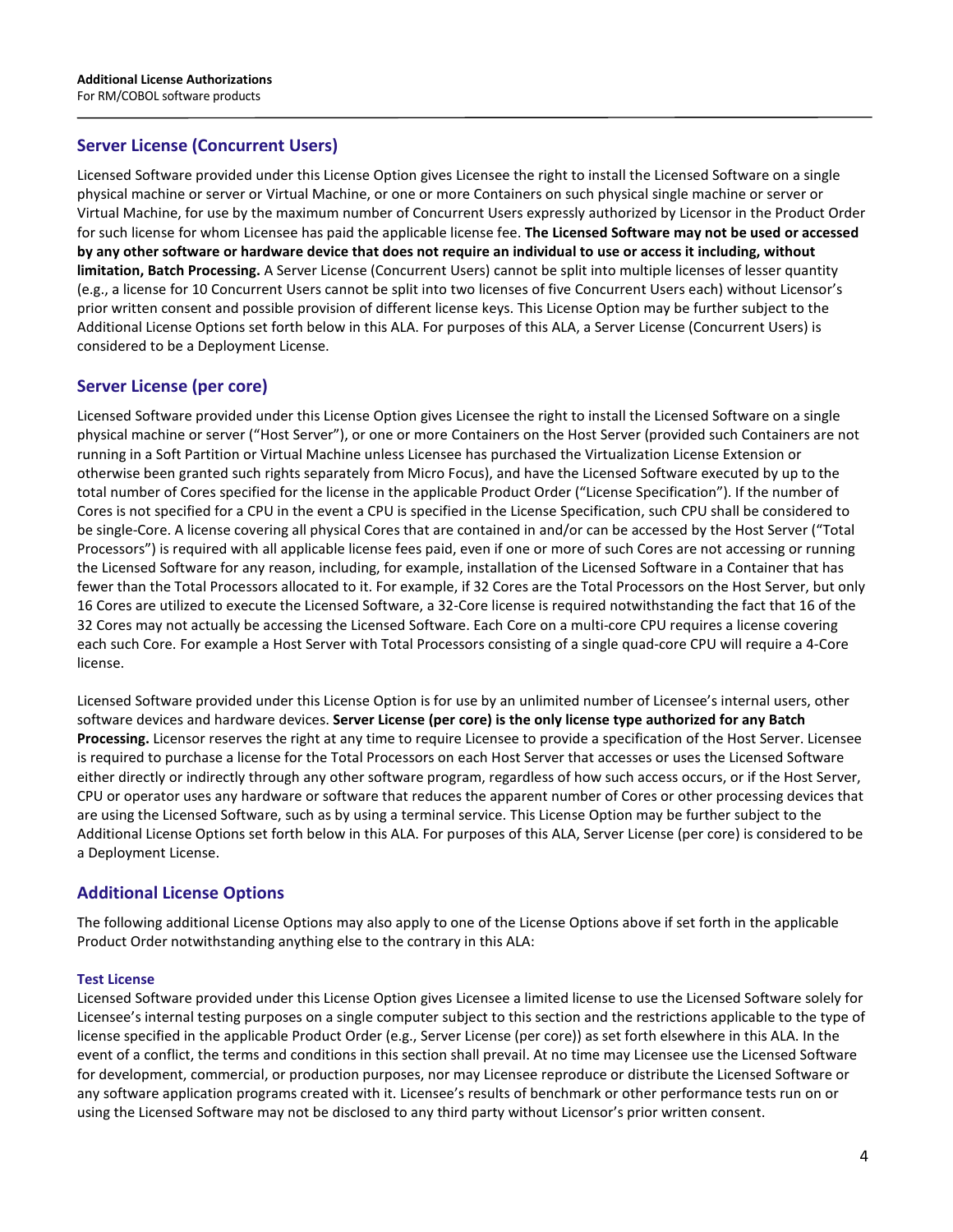## Server License (Concurrent Users)

Licensed Software provided under this License Option gives Licensee the right to install the Licensed Software on a single physical machine or server or Virtual Machine, or one or more Containers on such physical single machine or server or Virtual Machine, for use by the maximum number of Concurrent Users expressly authorized by Licensor in the Product Order for such license for whom Licensee has paid the applicable license fee. **The Licensed Software may not be used or accessed by any other software or hardware device that does not require an individual to use or access it including, without limitation, Batch Processing.** A Server License (Concurrent Users) cannot be split into multiple licenses of lesser quantity (e.g., a license for 10 Concurrent Users cannot be split into two licenses of five Concurrent Users each) without Licensor's prior written consent and possible provision of different license keys. This License Option may be further subject to the Additional License Options set forth below in this ALA. For purposes of this ALA, a Server License (Concurrent Users) is considered to be a Deployment License.

## Server License (per core)

Licensed Software provided under this License Option gives Licensee the right to install the Licensed Software on a single physical machine or server ("Host Server"), or one or more Containers on the Host Server (provided such Containers are not running in a Soft Partition or Virtual Machine unless Licensee has purchased the Virtualization License Extension or otherwise been granted such rights separately from Micro Focus), and have the Licensed Software executed by up to the total number of Cores specified for the license in the applicable Product Order ("License Specification"). If the number of Cores is not specified for a CPU in the event a CPU is specified in the License Specification, such CPU shall be considered to be single-Core. A license covering all physical Cores that are contained in and/or can be accessed by the Host Server ("Total Processors") is required with all applicable license fees paid, even if one or more of such Cores are not accessing or running the Licensed Software for any reason, including, for example, installation of the Licensed Software in a Container that has fewer than the Total Processors allocated to it. For example, if 32 Cores are the Total Processors on the Host Server, but only 16 Cores are utilized to execute the Licensed Software, a 32-Core license is required notwithstanding the fact that 16 of the 32 Cores may not actually be accessing the Licensed Software. Each Core on a multi-core CPU requires a license covering each such Core. For example a Host Server with Total Processors consisting of a single quad-core CPU will require a 4-Core license.

Licensed Software provided under this License Option is for use by an unlimited number of Licensee's internal users, other software devices and hardware devices. **Server License (per core) is the only license type authorized for any Batch Processing.** Licensor reserves the right at any time to require Licensee to provide a specification of the Host Server. Licensee is required to purchase a license for the Total Processors on each Host Server that accesses or uses the Licensed Software either directly or indirectly through any other software program, regardless of how such access occurs, or if the Host Server, CPU or operator uses any hardware or software that reduces the apparent number of Cores or other processing devices that are using the Licensed Software, such as by using a terminal service. This License Option may be further subject to the Additional License Options set forth below in this ALA. For purposes of this ALA, Server License (per core) is considered to be a Deployment License.

## Additional License Options

The following additional License Options may also apply to one of the License Options above if set forth in the applicable Product Order notwithstanding anything else to the contrary in this ALA:

### Test License

Licensed Software provided under this License Option gives Licensee a limited license to use the Licensed Software solely for Licensee's internal testing purposes on a single computer subject to this section and the restrictions applicable to the type of license specified in the applicable Product Order (e.g., Server License (per core)) as set forth elsewhere in this ALA. In the event of a conflict, the terms and conditions in this section shall prevail. At no time may Licensee use the Licensed Software for development, commercial, or production purposes, nor may Licensee reproduce or distribute the Licensed Software or any software application programs created with it. Licensee's results of benchmark or other performance tests run on or using the Licensed Software may not be disclosed to any third party without Licensor's prior written consent.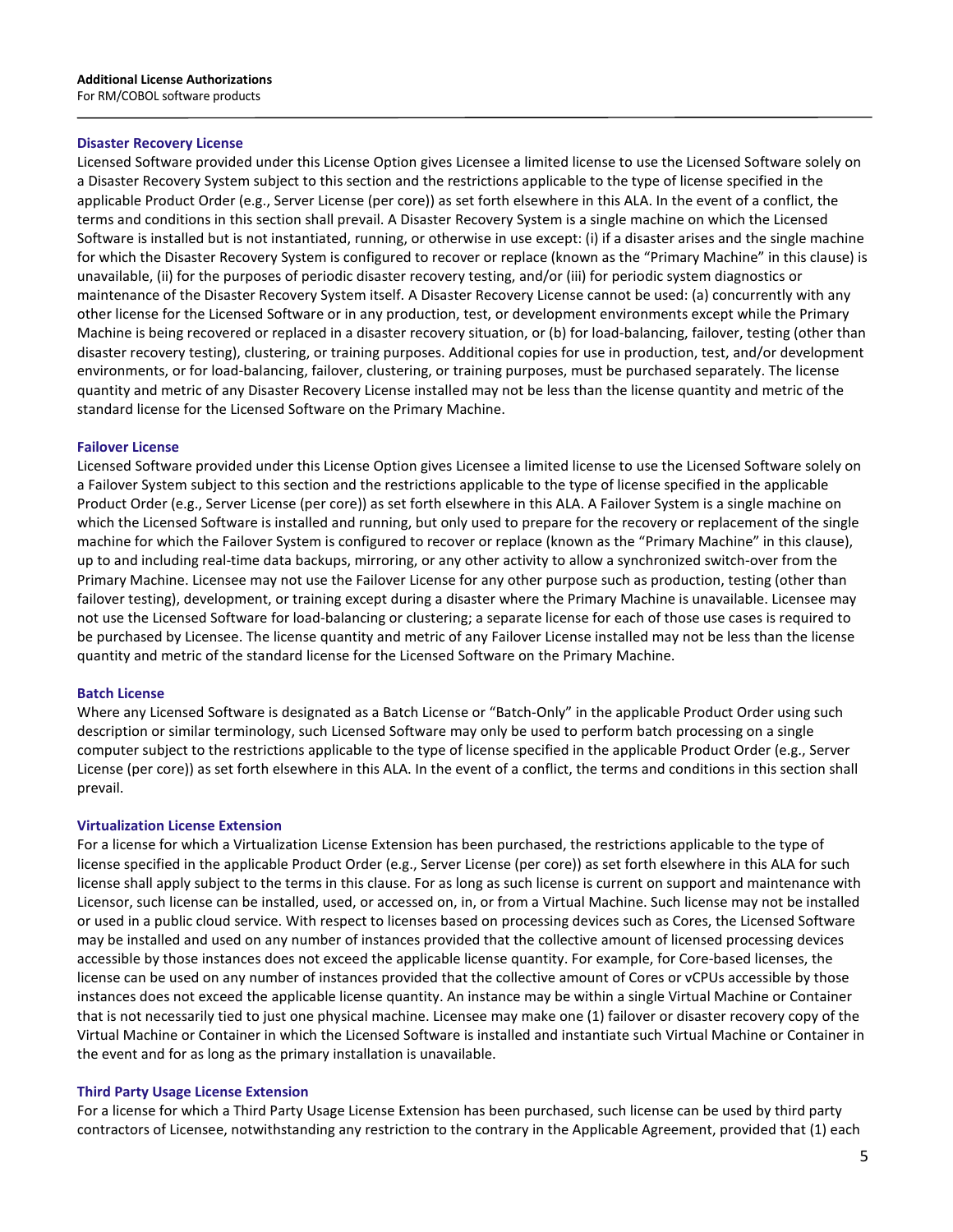### Disaster Recovery License

Licensed Software provided under this License Option gives Licensee a limited license to use the Licensed Software solely on a Disaster Recovery System subject to this section and the restrictions applicable to the type of license specified in the applicable Product Order (e.g., Server License (per core)) as set forth elsewhere in this ALA. In the event of a conflict, the terms and conditions in this section shall prevail. A Disaster Recovery System is a single machine on which the Licensed Software is installed but is not instantiated, running, or otherwise in use except: (i) if a disaster arises and the single machine for which the Disaster Recovery System is configured to recover or replace (known as the "Primary Machine" in this clause) is unavailable, (ii) for the purposes of periodic disaster recovery testing, and/or (iii) for periodic system diagnostics or maintenance of the Disaster Recovery System itself. A Disaster Recovery License cannot be used: (a) concurrently with any other license for the Licensed Software or in any production, test, or development environments except while the Primary Machine is being recovered or replaced in a disaster recovery situation, or (b) for load-balancing, failover, testing (other than disaster recovery testing), clustering, or training purposes. Additional copies for use in production, test, and/or development environments, or for load-balancing, failover, clustering, or training purposes, must be purchased separately. The license quantity and metric of any Disaster Recovery License installed may not be less than the license quantity and metric of the standard license for the Licensed Software on the Primary Machine.

### Failover License

Licensed Software provided under this License Option gives Licensee a limited license to use the Licensed Software solely on a Failover System subject to this section and the restrictions applicable to the type of license specified in the applicable Product Order (e.g., Server License (per core)) as set forth elsewhere in this ALA. A Failover System is a single machine on which the Licensed Software is installed and running, but only used to prepare for the recovery or replacement of the single machine for which the Failover System is configured to recover or replace (known as the "Primary Machine" in this clause), up to and including real-time data backups, mirroring, or any other activity to allow a synchronized switch-over from the Primary Machine. Licensee may not use the Failover License for any other purpose such as production, testing (other than failover testing), development, or training except during a disaster where the Primary Machine is unavailable. Licensee may not use the Licensed Software for load-balancing or clustering; a separate license for each of those use cases is required to be purchased by Licensee. The license quantity and metric of any Failover License installed may not be less than the license quantity and metric of the standard license for the Licensed Software on the Primary Machine.

### Batch License

Where any Licensed Software is designated as a Batch License or "Batch-Only" in the applicable Product Order using such description or similar terminology, such Licensed Software may only be used to perform batch processing on a single computer subject to the restrictions applicable to the type of license specified in the applicable Product Order (e.g., Server License (per core)) as set forth elsewhere in this ALA. In the event of a conflict, the terms and conditions in this section shall prevail.

### Virtualization License Extension

For a license for which a Virtualization License Extension has been purchased, the restrictions applicable to the type of license specified in the applicable Product Order (e.g., Server License (per core)) as set forth elsewhere in this ALA for such license shall apply subject to the terms in this clause. For as long as such license is current on support and maintenance with Licensor, such license can be installed, used, or accessed on, in, or from a Virtual Machine. Such license may not be installed or used in a public cloud service. With respect to licenses based on processing devices such as Cores, the Licensed Software may be installed and used on any number of instances provided that the collective amount of licensed processing devices accessible by those instances does not exceed the applicable license quantity. For example, for Core-based licenses, the license can be used on any number of instances provided that the collective amount of Cores or vCPUs accessible by those instances does not exceed the applicable license quantity. An instance may be within a single Virtual Machine or Container that is not necessarily tied to just one physical machine. Licensee may make one (1) failover or disaster recovery copy of the Virtual Machine or Container in which the Licensed Software is installed and instantiate such Virtual Machine or Container in the event and for as long as the primary installation is unavailable.

### Third Party Usage License Extension

For a license for which a Third Party Usage License Extension has been purchased, such license can be used by third party contractors of Licensee, notwithstanding any restriction to the contrary in the Applicable Agreement, provided that (1) each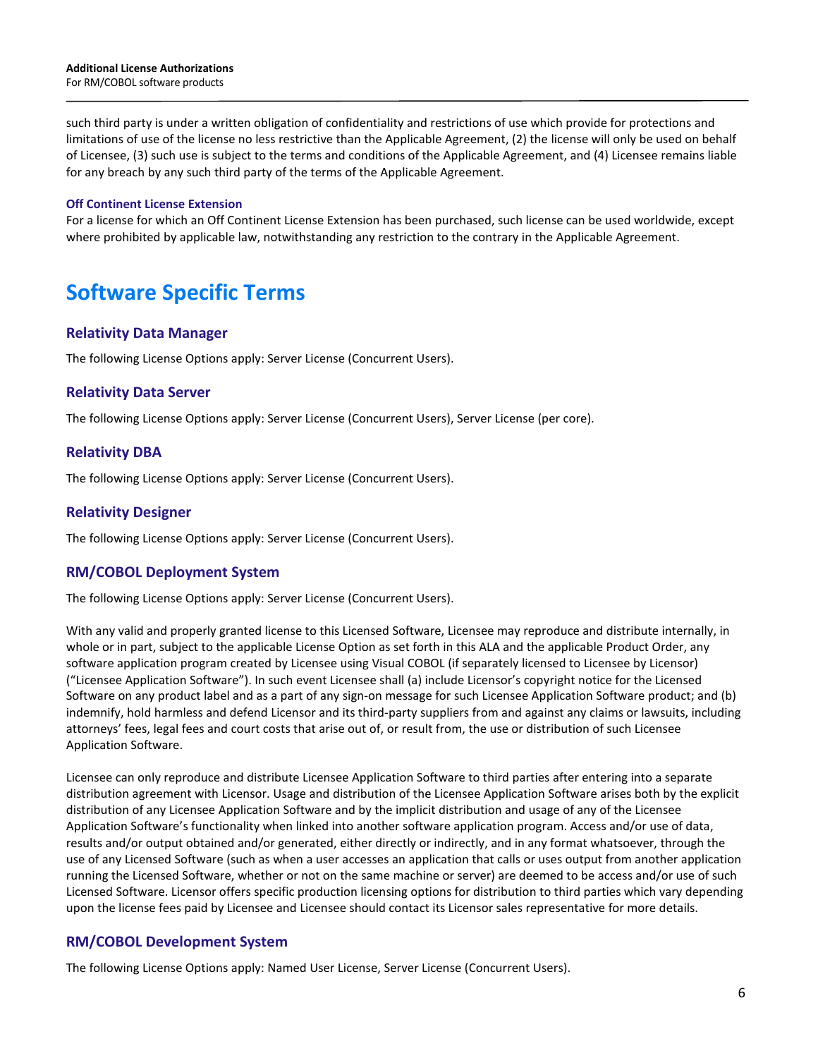such third party is under a written obligation of confidentiality and restrictions of use which provide for protections and limitations of use of the license no less restrictive than the Applicable Agreement, (2) the license will only be used on behalf of Licensee, (3) such use is subject to the terms and conditions of the Applicable Agreement, and (4) Licensee remains liable for any breach by any such third party of the terms of the Applicable Agreement.

#### Off Continent License Extension

For a license for which an Off Continent License Extension has been purchased, such license can be used worldwide, except where prohibited by applicable law, notwithstanding any restriction to the contrary in the Applicable Agreement.

# Software Specific Terms

### Relativity Data Manager

The following License Options apply: Server License (Concurrent Users).

### Relativity Data Server

The following License Options apply: Server License (Concurrent Users), Server License (per core).

### Relativity DBA

The following License Options apply: Server License (Concurrent Users).

### Relativity Designer

The following License Options apply: Server License (Concurrent Users).

### RM/COBOL Deployment System

The following License Options apply: Server License (Concurrent Users).

With any valid and properly granted license to this Licensed Software, Licensee may reproduce and distribute internally, in whole or in part, subject to the applicable License Option as set forth in this ALA and the applicable Product Order, any software application program created by Licensee using Visual COBOL (if separately licensed to Licensee by Licensor) ("Licensee Application Software"). In such event Licensee shall (a) include Licensor's copyright notice for the Licensed Software on any product label and as a part of any sign-on message for such Licensee Application Software product; and (b) indemnify, hold harmless and defend Licensor and its third-party suppliers from and against any claims or lawsuits, including attorneys' fees, legal fees and court costs that arise out of, or result from, the use or distribution of such Licensee Application Software.

Licensee can only reproduce and distribute Licensee Application Software to third parties after entering into a separate distribution agreement with Licensor. Usage and distribution of the Licensee Application Software arises both by the explicit distribution of any Licensee Application Software and by the implicit distribution and usage of any of the Licensee Application Software's functionality when linked into another software application program. Access and/or use of data, results and/or output obtained and/or generated, either directly or indirectly, and in any format whatsoever, through the use of any Licensed Software (such as when a user accesses an application that calls or uses output from another application running the Licensed Software, whether or not on the same machine or server) are deemed to be access and/or use of such Licensed Software. Licensor offers specific production licensing options for distribution to third parties which vary depending upon the license fees paid by Licensee and Licensee should contact its Licensor sales representative for more details.

### RM/COBOL Development System

The following License Options apply: Named User License, Server License (Concurrent Users).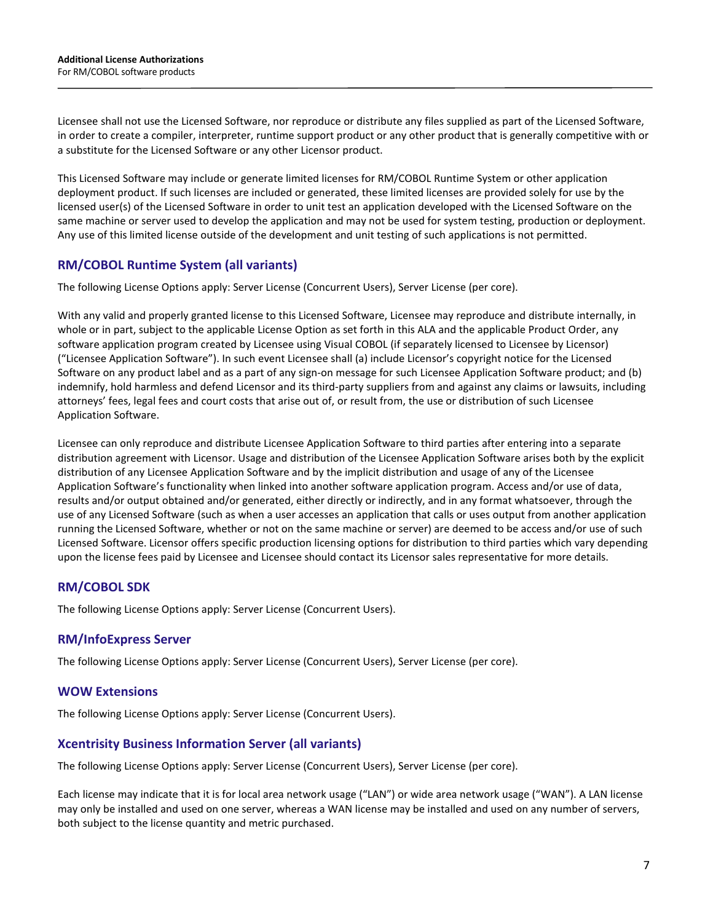Licensee shall not use the Licensed Software, nor reproduce or distribute any files supplied as part of the Licensed Software, in order to create a compiler, interpreter, runtime support product or any other product that is generally competitive with or a substitute for the Licensed Software or any other Licensor product.

This Licensed Software may include or generate limited licenses for RM/COBOL Runtime System or other application deployment product. If such licenses are included or generated, these limited licenses are provided solely for use by the licensed user(s) of the Licensed Software in order to unit test an application developed with the Licensed Software on the same machine or server used to develop the application and may not be used for system testing, production or deployment. Any use of this limited license outside of the development and unit testing of such applications is not permitted.

## RM/COBOL Runtime System (all variants)

The following License Options apply: Server License (Concurrent Users), Server License (per core).

With any valid and properly granted license to this Licensed Software, Licensee may reproduce and distribute internally, in whole or in part, subject to the applicable License Option as set forth in this ALA and the applicable Product Order, any software application program created by Licensee using Visual COBOL (if separately licensed to Licensee by Licensor) ("Licensee Application Software"). In such event Licensee shall (a) include Licensor's copyright notice for the Licensed Software on any product label and as a part of any sign-on message for such Licensee Application Software product; and (b) indemnify, hold harmless and defend Licensor and its third-party suppliers from and against any claims or lawsuits, including attorneys' fees, legal fees and court costs that arise out of, or result from, the use or distribution of such Licensee Application Software.

Licensee can only reproduce and distribute Licensee Application Software to third parties after entering into a separate distribution agreement with Licensor. Usage and distribution of the Licensee Application Software arises both by the explicit distribution of any Licensee Application Software and by the implicit distribution and usage of any of the Licensee Application Software's functionality when linked into another software application program. Access and/or use of data, results and/or output obtained and/or generated, either directly or indirectly, and in any format whatsoever, through the use of any Licensed Software (such as when a user accesses an application that calls or uses output from another application running the Licensed Software, whether or not on the same machine or server) are deemed to be access and/or use of such Licensed Software. Licensor offers specific production licensing options for distribution to third parties which vary depending upon the license fees paid by Licensee and Licensee should contact its Licensor sales representative for more details.

## RM/COBOL SDK

The following License Options apply: Server License (Concurrent Users).

## RM/InfoExpress Server

The following License Options apply: Server License (Concurrent Users), Server License (per core).

## WOW Extensions

The following License Options apply: Server License (Concurrent Users).

## Xcentrisity Business Information Server (all variants)

The following License Options apply: Server License (Concurrent Users), Server License (per core).

Each license may indicate that it is for local area network usage ("LAN") or wide area network usage ("WAN"). A LAN license may only be installed and used on one server, whereas a WAN license may be installed and used on any number of servers, both subject to the license quantity and metric purchased.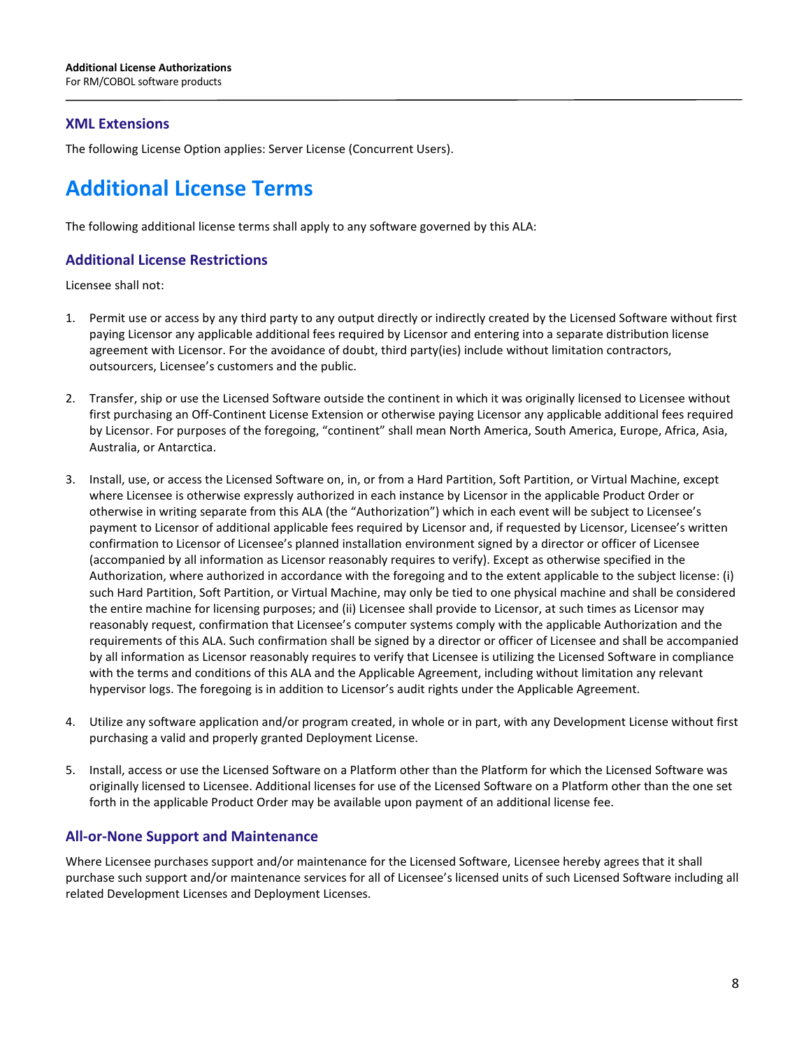### XML Extensions

The following License Option applies: Server License (Concurrent Users).

# Additional License Terms

The following additional license terms shall apply to any software governed by this ALA:

### Additional License Restrictions

Licensee shall not:

1. Permit use or access by any third party to any output directly or indirectly created by the Licensed Software without first paying Licensor any applicable additional fees required by Licensor and entering into a separate distribution license agreement with Licensor. For the avoidance of doubt, third party(ies) include without limitation contractors, outsourcers, Licensee's customers and the public.

2. Transfer, ship or use the Licensed Software outside the continent in which it was originally licensed to Licensee without first purchasing an Off-Continent License Extension or otherwise paying Licensor any applicable additional fees required by Licensor. For purposes of the foregoing, "continent" shall mean North America, South America, Europe, Africa, Asia, Australia, or Antarctica.

3. Install, use, or access the Licensed Software on, in, or from a Hard Partition, Soft Partition, or Virtual Machine, except where Licensee is otherwise expressly authorized in each instance by Licensor in the applicable Product Order or otherwise in writing separate from this ALA (the "Authorization") which in each event will be subject to Licensee's payment to Licensor of additional applicable fees required by Licensor and, if requested by Licensor, Licensee's written confirmation to Licensor of Licensee's planned installation environment signed by a director or officer of Licensee (accompanied by all information as Licensor reasonably requires to verify). Except as otherwise specified in the Authorization, where authorized in accordance with the foregoing and to the extent applicable to the subject license: (i) such Hard Partition, Soft Partition, or Virtual Machine, may only be tied to one physical machine and shall be considered the entire machine for licensing purposes; and (ii) Licensee shall provide to Licensor, at such times as Licensor may reasonably request, confirmation that Licensee's computer systems comply with the applicable Authorization and the requirements of this ALA. Such confirmation shall be signed by a director or officer of Licensee and shall be accompanied by all information as Licensor reasonably requires to verify that Licensee is utilizing the Licensed Software in compliance with the terms and conditions of this ALA and the Applicable Agreement, including without limitation any relevant hypervisor logs. The foregoing is in addition to Licensor's audit rights under the Applicable Agreement.

4. Utilize any software application and/or program created, in whole or in part, with any Development License without first purchasing a valid and properly granted Deployment License.

5. Install, access or use the Licensed Software on a Platform other than the Platform for which the Licensed Software was originally licensed to Licensee. Additional licenses for use of the Licensed Software on a Platform other than the one set forth in the applicable Product Order may be available upon payment of an additional license fee.

### All-or-None Support and Maintenance

Where Licensee purchases support and/or maintenance for the Licensed Software, Licensee hereby agrees that it shall purchase such support and/or maintenance services for all of Licensee's licensed units of such Licensed Software including all related Development Licenses and Deployment Licenses.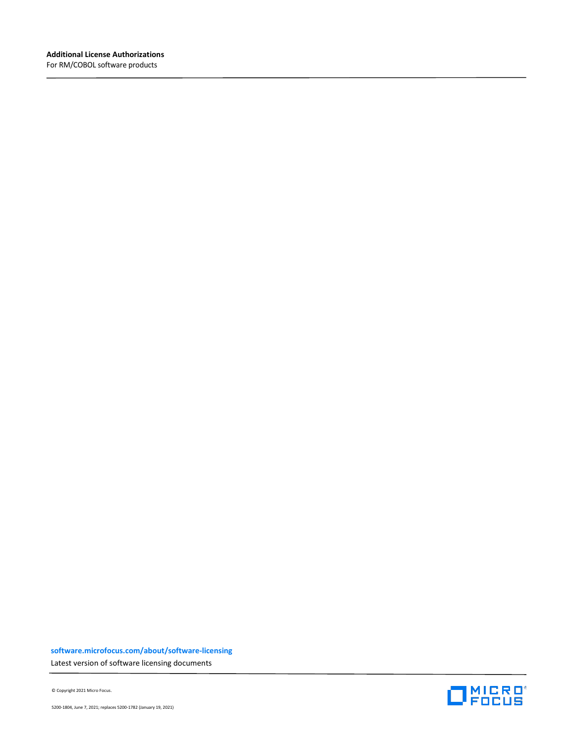**Additional License Authorizations**
For RM/COBOL software products

**software.microfocus.com/about/software-licensing**
Latest version of software licensing documents

© Copyright 2021 Micro Focus.

5200-1804, June 7, 2021; replaces 5200-1782 (January 19, 2021)